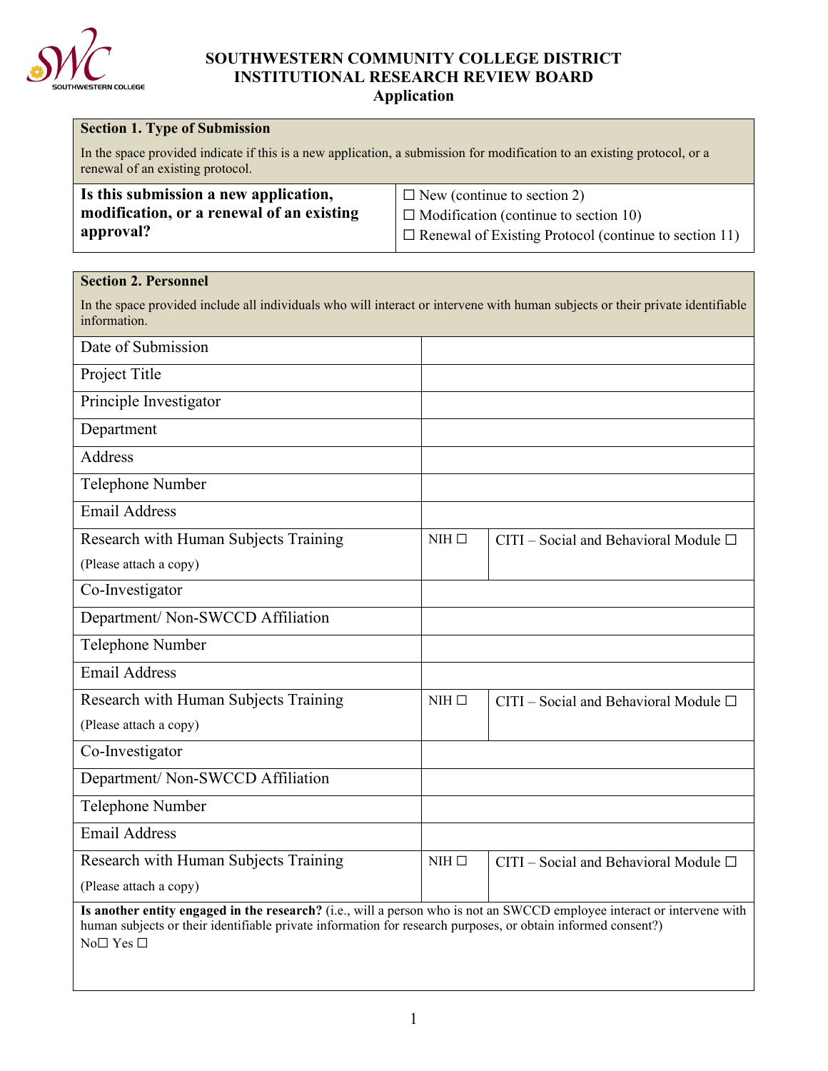# SOUTHWESTERN COMMUNITY COLLEGE DISTRICT
## INSTITUTIONAL RESEARCH REVIEW BOARD
### Application

| **Section 1. Type of Submission** | |
|---|---|
| In the space provided indicate if this is a new application, a submission for modification to an existing protocol, or a renewal of an existing protocol. | |
| **Is this submission a new application, modification, or a renewal of an existing approval?** | ☐ New (continue to section 2)<br>☐ Modification (continue to section 10)<br>☐ Renewal of Existing Protocol (continue to section 11) |

| **Section 2. Personnel** | | |
|---|---|---|
| In the space provided include all individuals who will interact or intervene with human subjects or their private identifiable information. | | |
| Date of Submission | | |
| Project Title | | |
| Principle Investigator | | |
| Department | | |
| Address | | |
| Telephone Number | | |
| Email Address | | |
| Research with Human Subjects Training (Please attach a copy) | NIH ☐ | CITI – Social and Behavioral Module ☐ |
| Co-Investigator | | |
| Department/ Non-SWCCD Affiliation | | |
| Telephone Number | | |
| Email Address | | |
| Research with Human Subjects Training (Please attach a copy) | NIH ☐ | CITI – Social and Behavioral Module ☐ |
| Co-Investigator | | |
| Department/ Non-SWCCD Affiliation | | |
| Telephone Number | | |
| Email Address | | |
| Research with Human Subjects Training (Please attach a copy) | NIH ☐ | CITI – Social and Behavioral Module ☐ |

**Is another entity engaged in the research?** (i.e., will a person who is not an SWCCD employee interact or intervene with human subjects or their identifiable private information for research purposes, or obtain informed consent?)

No☐ Yes ☐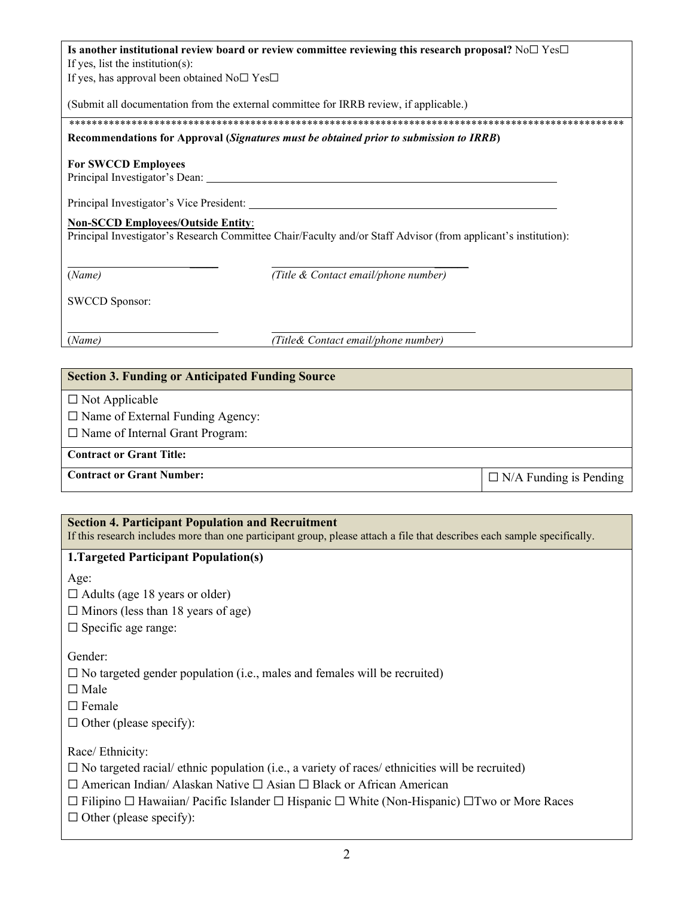**Is another institutional review board or review committee reviewing this research proposal?** No☐ Yes☐

If yes, list the institution(s):

If yes, has approval been obtained No☐ Yes☐

(Submit all documentation from the external committee for IRRB review, if applicable.)

****************************************************************************************************

**Recommendations for Approval (*Signatures must be obtained prior to submission to IRRB*)**

**For SWCCD Employees**

Principal Investigator's Dean: ______________________________________________

Principal Investigator's Vice President: ______________________________________________

**Non-SCCD Employees/Outside Entity**:

Principal Investigator's Research Committee Chair/Faculty and/or Staff Advisor (from applicant's institution):

| ______________________ | ______________________________ |
|---|---|
| (*Name*) | *(Title & Contact email/phone number)* |

SWCCD Sponsor:

| ______________________ | ______________________________ |
|---|---|
| (*Name*) | *(Title& Contact email/phone number)* |

## Section 3. Funding or Anticipated Funding Source

☐ Not Applicable

☐ Name of External Funding Agency:

☐ Name of Internal Grant Program:

**Contract or Grant Title:**

**Contract or Grant Number:** ☐ N/A Funding is Pending

## Section 4. Participant Population and Recruitment

If this research includes more than one participant group, please attach a file that describes each sample specifically.

### 1.Targeted Participant Population(s)

Age:

☐ Adults (age 18 years or older)

☐ Minors (less than 18 years of age)

☐ Specific age range:

Gender:

☐ No targeted gender population (i.e., males and females will be recruited)

☐ Male

☐ Female

☐ Other (please specify):

Race/ Ethnicity:

☐ No targeted racial/ ethnic population (i.e., a variety of races/ ethnicities will be recruited)

☐ American Indian/ Alaskan Native ☐ Asian ☐ Black or African American

☐ Filipino ☐ Hawaiian/ Pacific Islander ☐ Hispanic ☐ White (Non-Hispanic) ☐Two or More Races

☐ Other (please specify):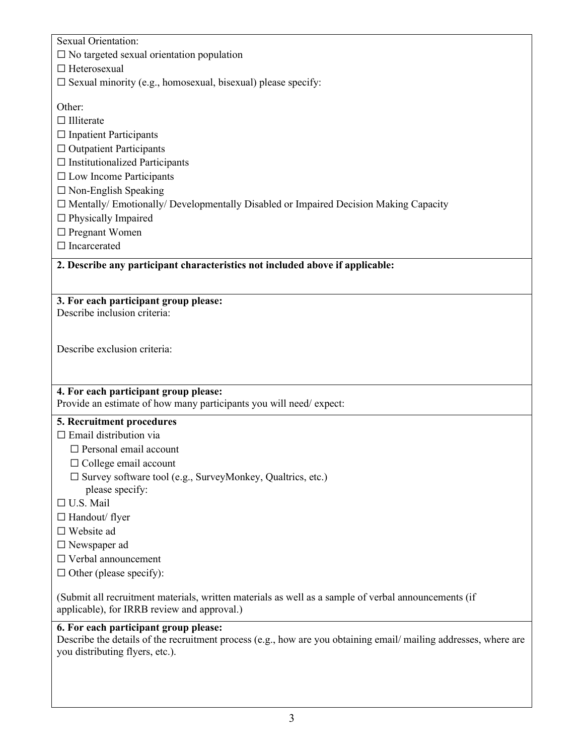Sexual Orientation:

☐ No targeted sexual orientation population

☐ Heterosexual

☐ Sexual minority (e.g., homosexual, bisexual) please specify:

Other:

☐ Illiterate

☐ Inpatient Participants

☐ Outpatient Participants

☐ Institutionalized Participants

☐ Low Income Participants

☐ Non-English Speaking

☐ Mentally/ Emotionally/ Developmentally Disabled or Impaired Decision Making Capacity

☐ Physically Impaired

☐ Pregnant Women

☐ Incarcerated

**2. Describe any participant characteristics not included above if applicable:**

**3. For each participant group please:**

Describe inclusion criteria:

Describe exclusion criteria:

**4. For each participant group please:**

Provide an estimate of how many participants you will need/ expect:

**5. Recruitment procedures**

☐ Email distribution via

- ☐ Personal email account
- ☐ College email account
- ☐ Survey software tool (e.g., SurveyMonkey, Qualtrics, etc.) please specify:

☐ U.S. Mail

☐ Handout/ flyer

☐ Website ad

☐ Newspaper ad

☐ Verbal announcement

☐ Other (please specify):

(Submit all recruitment materials, written materials as well as a sample of verbal announcements (if applicable), for IRRB review and approval.)

**6. For each participant group please:**

Describe the details of the recruitment process (e.g., how are you obtaining email/ mailing addresses, where are you distributing flyers, etc.).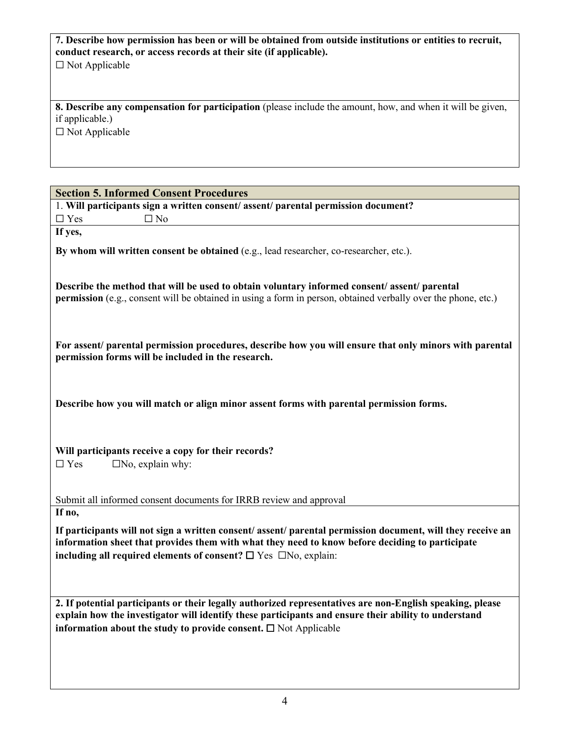**7. Describe how permission has been or will be obtained from outside institutions or entities to recruit, conduct research, or access records at their site (if applicable).**

☐ Not Applicable

**8. Describe any compensation for participation** (please include the amount, how, and when it will be given, if applicable.)

☐ Not Applicable

## Section 5. Informed Consent Procedures

1. **Will participants sign a written consent/ assent/ parental permission document?**

☐ Yes ☐ No

**If yes,**

**By whom will written consent be obtained** (e.g., lead researcher, co-researcher, etc.).

**Describe the method that will be used to obtain voluntary informed consent/ assent/ parental permission** (e.g., consent will be obtained in using a form in person, obtained verbally over the phone, etc.)

**For assent/ parental permission procedures, describe how you will ensure that only minors with parental permission forms will be included in the research.**

**Describe how you will match or align minor assent forms with parental permission forms.**

**Will participants receive a copy for their records?**

☐ Yes ☐No, explain why:

Submit all informed consent documents for IRRB review and approval

**If no,**

**If participants will not sign a written consent/ assent/ parental permission document, will they receive an information sheet that provides them with what they need to know before deciding to participate including all required elements of consent?** ☐ Yes ☐No, explain:

**2. If potential participants or their legally authorized representatives are non-English speaking, please explain how the investigator will identify these participants and ensure their ability to understand information about the study to provide consent.** ☐ Not Applicable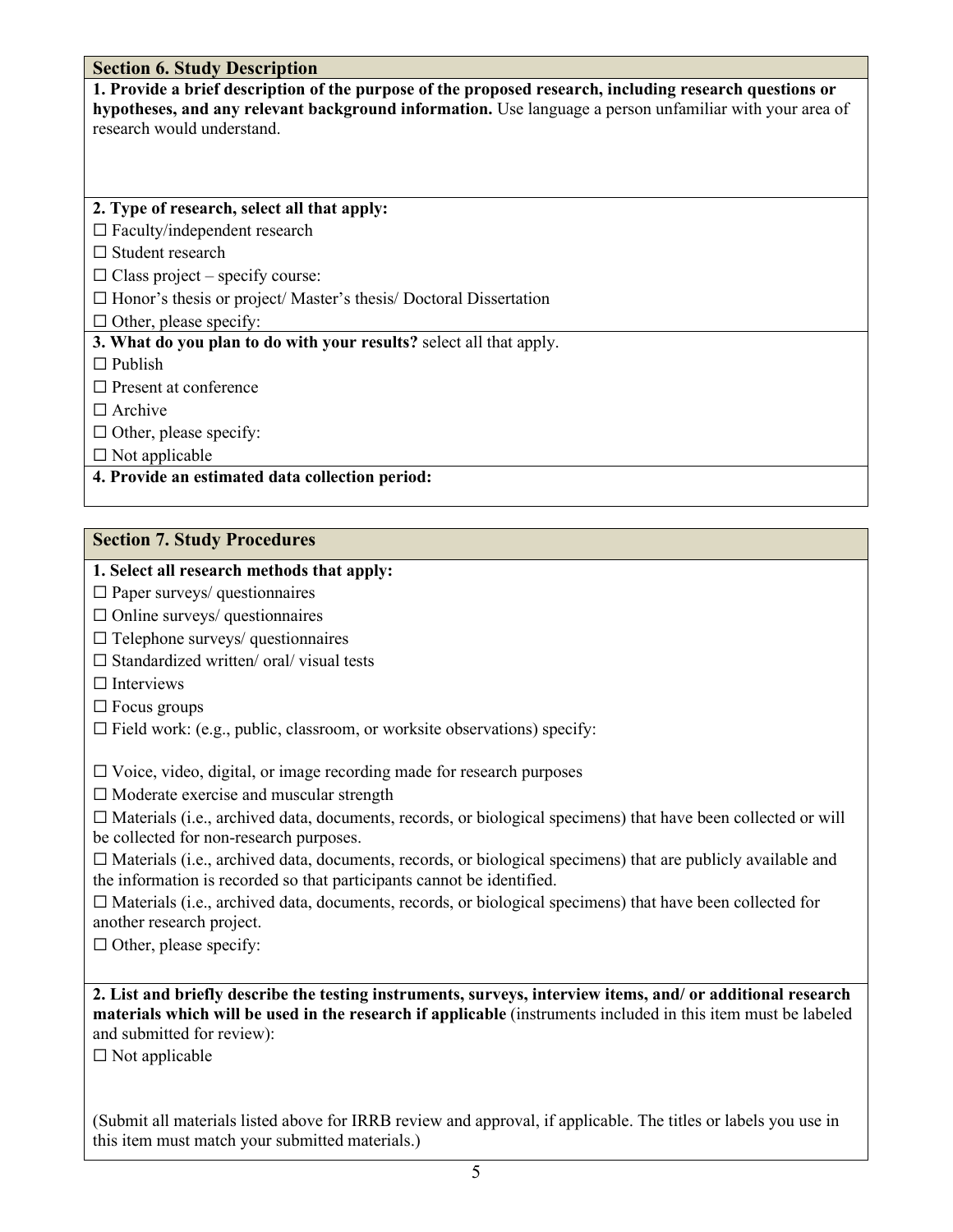## Section 6. Study Description

**1. Provide a brief description of the purpose of the proposed research, including research questions or hypotheses, and any relevant background information.** Use language a person unfamiliar with your area of research would understand.

**2. Type of research, select all that apply:**

☐ Faculty/independent research

☐ Student research

☐ Class project – specify course:

☐ Honor's thesis or project/ Master's thesis/ Doctoral Dissertation

☐ Other, please specify:

**3. What do you plan to do with your results?** select all that apply.

☐ Publish

☐ Present at conference

☐ Archive

☐ Other, please specify:

☐ Not applicable

**4. Provide an estimated data collection period:**

## Section 7. Study Procedures

**1. Select all research methods that apply:**

☐ Paper surveys/ questionnaires

☐ Online surveys/ questionnaires

☐ Telephone surveys/ questionnaires

☐ Standardized written/ oral/ visual tests

☐ Interviews

☐ Focus groups

☐ Field work: (e.g., public, classroom, or worksite observations) specify:

☐ Voice, video, digital, or image recording made for research purposes

☐ Moderate exercise and muscular strength

☐ Materials (i.e., archived data, documents, records, or biological specimens) that have been collected or will be collected for non-research purposes.

☐ Materials (i.e., archived data, documents, records, or biological specimens) that are publicly available and the information is recorded so that participants cannot be identified.

☐ Materials (i.e., archived data, documents, records, or biological specimens) that have been collected for another research project.

☐ Other, please specify:

**2. List and briefly describe the testing instruments, surveys, interview items, and/ or additional research materials which will be used in the research if applicable** (instruments included in this item must be labeled and submitted for review):

☐ Not applicable

(Submit all materials listed above for IRRB review and approval, if applicable. The titles or labels you use in this item must match your submitted materials.)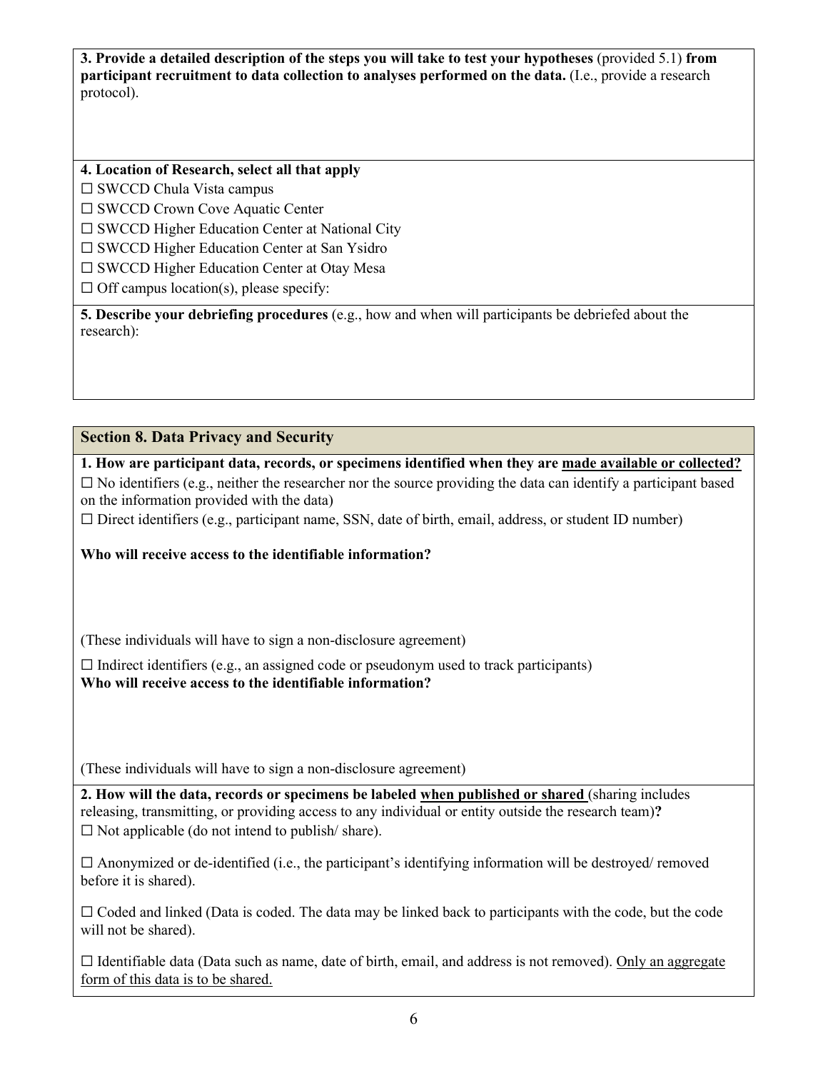**3. Provide a detailed description of the steps you will take to test your hypotheses** (provided 5.1) **from participant recruitment to data collection to analyses performed on the data.** (I.e., provide a research protocol).

**4. Location of Research, select all that apply**

☐ SWCCD Chula Vista campus

☐ SWCCD Crown Cove Aquatic Center

☐ SWCCD Higher Education Center at National City

☐ SWCCD Higher Education Center at San Ysidro

☐ SWCCD Higher Education Center at Otay Mesa

☐ Off campus location(s), please specify:

**5. Describe your debriefing procedures** (e.g., how and when will participants be debriefed about the research):

## Section 8. Data Privacy and Security

**1. How are participant data, records, or specimens identified when they are made available or collected?**

☐ No identifiers (e.g., neither the researcher nor the source providing the data can identify a participant based on the information provided with the data)

☐ Direct identifiers (e.g., participant name, SSN, date of birth, email, address, or student ID number)

**Who will receive access to the identifiable information?**

(These individuals will have to sign a non-disclosure agreement)

☐ Indirect identifiers (e.g., an assigned code or pseudonym used to track participants)

**Who will receive access to the identifiable information?**

(These individuals will have to sign a non-disclosure agreement)

**2. How will the data, records or specimens be labeled when published or shared** (sharing includes releasing, transmitting, or providing access to any individual or entity outside the research team)**?**

☐ Not applicable (do not intend to publish/ share).

☐ Anonymized or de-identified (i.e., the participant's identifying information will be destroyed/ removed before it is shared).

☐ Coded and linked (Data is coded. The data may be linked back to participants with the code, but the code will not be shared).

☐ Identifiable data (Data such as name, date of birth, email, and address is not removed). Only an aggregate form of this data is to be shared.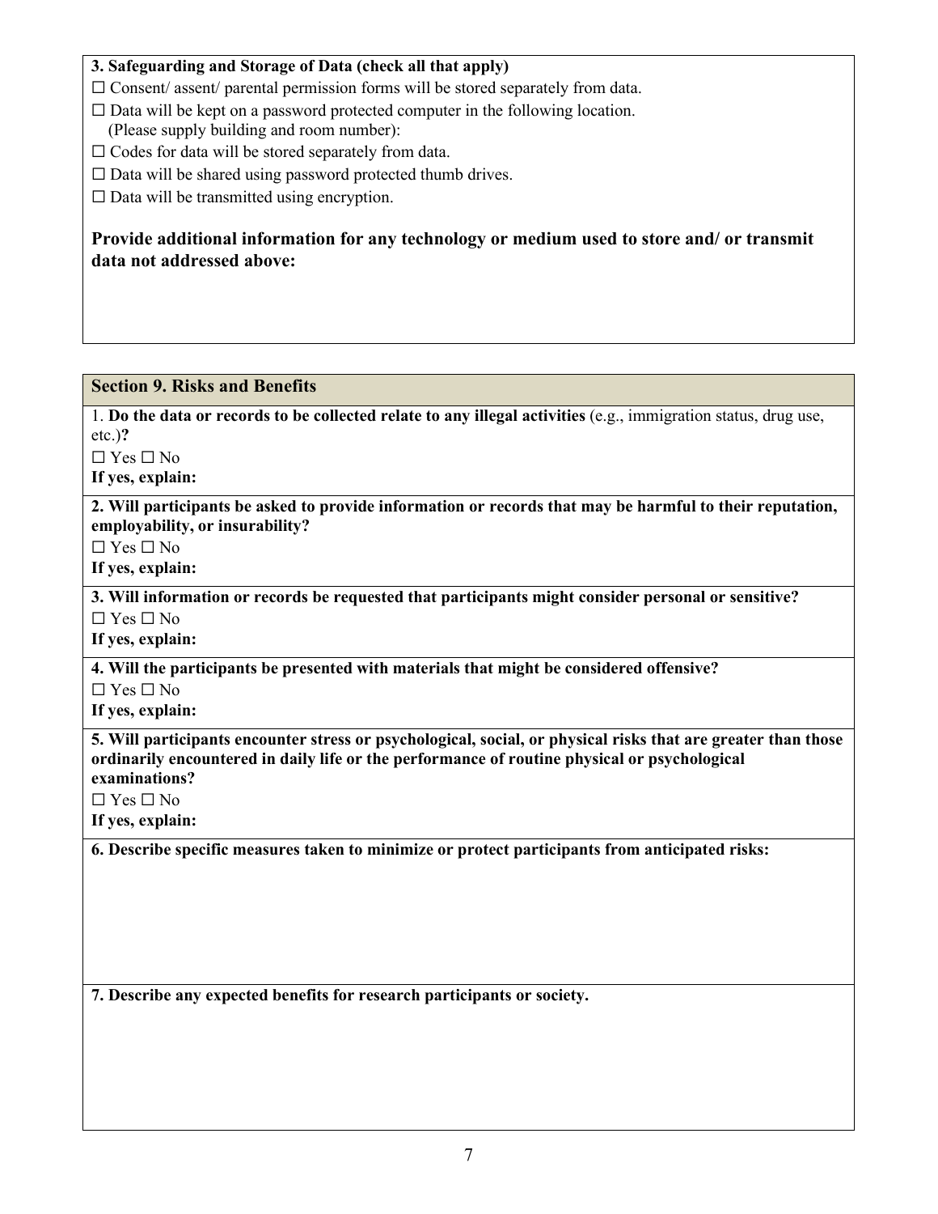**3. Safeguarding and Storage of Data (check all that apply)**

☐ Consent/ assent/ parental permission forms will be stored separately from data.

☐ Data will be kept on a password protected computer in the following location.
(Please supply building and room number):

☐ Codes for data will be stored separately from data.

☐ Data will be shared using password protected thumb drives.

☐ Data will be transmitted using encryption.

**Provide additional information for any technology or medium used to store and/ or transmit data not addressed above:**

## Section 9. Risks and Benefits

1. **Do the data or records to be collected relate to any illegal activities** (e.g., immigration status, drug use, etc.)**?**

☐ Yes ☐ No

**If yes, explain:**

**2. Will participants be asked to provide information or records that may be harmful to their reputation, employability, or insurability?**

☐ Yes ☐ No

**If yes, explain:**

**3. Will information or records be requested that participants might consider personal or sensitive?**

☐ Yes ☐ No

**If yes, explain:**

**4. Will the participants be presented with materials that might be considered offensive?**

☐ Yes ☐ No

**If yes, explain:**

**5. Will participants encounter stress or psychological, social, or physical risks that are greater than those ordinarily encountered in daily life or the performance of routine physical or psychological examinations?**

☐ Yes ☐ No

**If yes, explain:**

**6. Describe specific measures taken to minimize or protect participants from anticipated risks:**

**7. Describe any expected benefits for research participants or society.**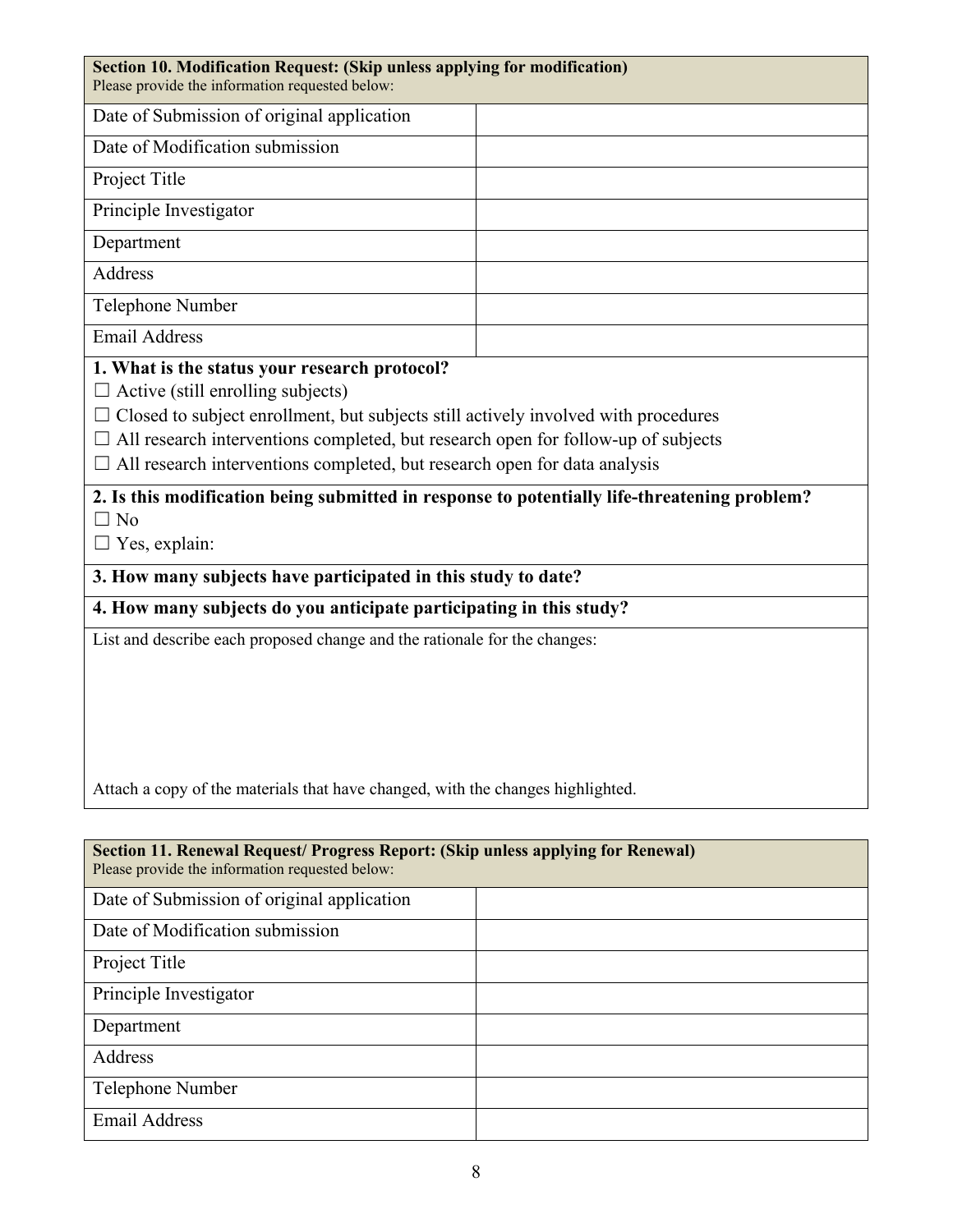| **Section 10. Modification Request: (Skip unless applying for modification)**<br>Please provide the information requested below: | |
|---|---|
| Date of Submission of original application | |
| Date of Modification submission | |
| Project Title | |
| Principle Investigator | |
| Department | |
| Address | |
| Telephone Number | |
| Email Address | |

**1. What is the status your research protocol?**

☐ Active (still enrolling subjects)

☐ Closed to subject enrollment, but subjects still actively involved with procedures

☐ All research interventions completed, but research open for follow-up of subjects

☐ All research interventions completed, but research open for data analysis

**2. Is this modification being submitted in response to potentially life-threatening problem?**

☐ No

☐ Yes, explain:

**3. How many subjects have participated in this study to date?**

**4. How many subjects do you anticipate participating in this study?**

List and describe each proposed change and the rationale for the changes:

Attach a copy of the materials that have changed, with the changes highlighted.

| **Section 11. Renewal Request/ Progress Report: (Skip unless applying for Renewal)**<br>Please provide the information requested below: | |
|---|---|
| Date of Submission of original application | |
| Date of Modification submission | |
| Project Title | |
| Principle Investigator | |
| Department | |
| Address | |
| Telephone Number | |
| Email Address | |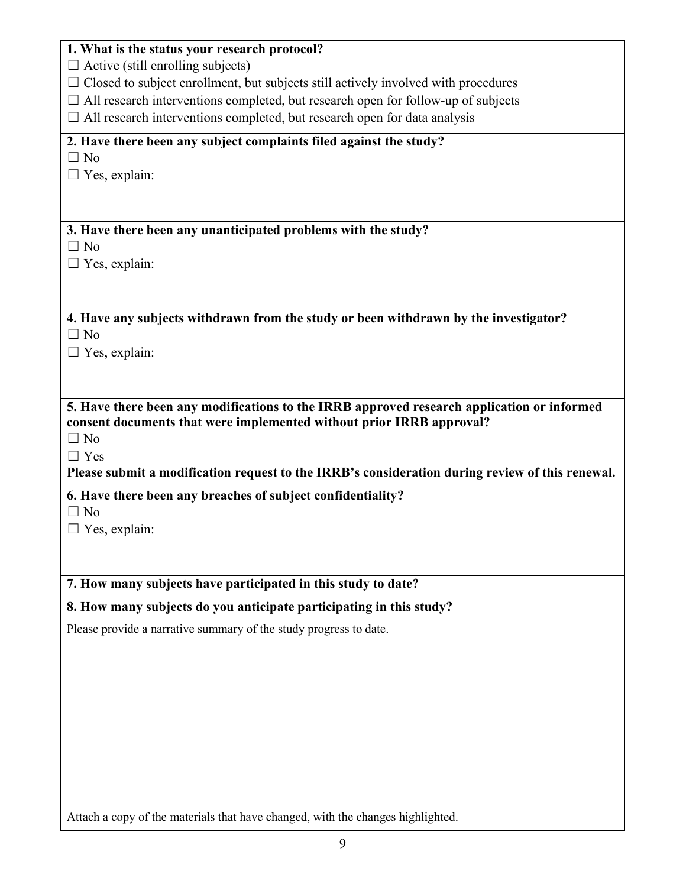**1. What is the status your research protocol?**

☐ Active (still enrolling subjects)

☐ Closed to subject enrollment, but subjects still actively involved with procedures

☐ All research interventions completed, but research open for follow-up of subjects

☐ All research interventions completed, but research open for data analysis

**2. Have there been any subject complaints filed against the study?**

☐ No

☐ Yes, explain:

**3. Have there been any unanticipated problems with the study?**

☐ No

☐ Yes, explain:

**4. Have any subjects withdrawn from the study or been withdrawn by the investigator?**

☐ No

☐ Yes, explain:

**5. Have there been any modifications to the IRRB approved research application or informed consent documents that were implemented without prior IRRB approval?**

☐ No

☐ Yes

**Please submit a modification request to the IRRB's consideration during review of this renewal.**

**6. Have there been any breaches of subject confidentiality?**

☐ No

☐ Yes, explain:

**7. How many subjects have participated in this study to date?**

**8. How many subjects do you anticipate participating in this study?**

Please provide a narrative summary of the study progress to date.

Attach a copy of the materials that have changed, with the changes highlighted.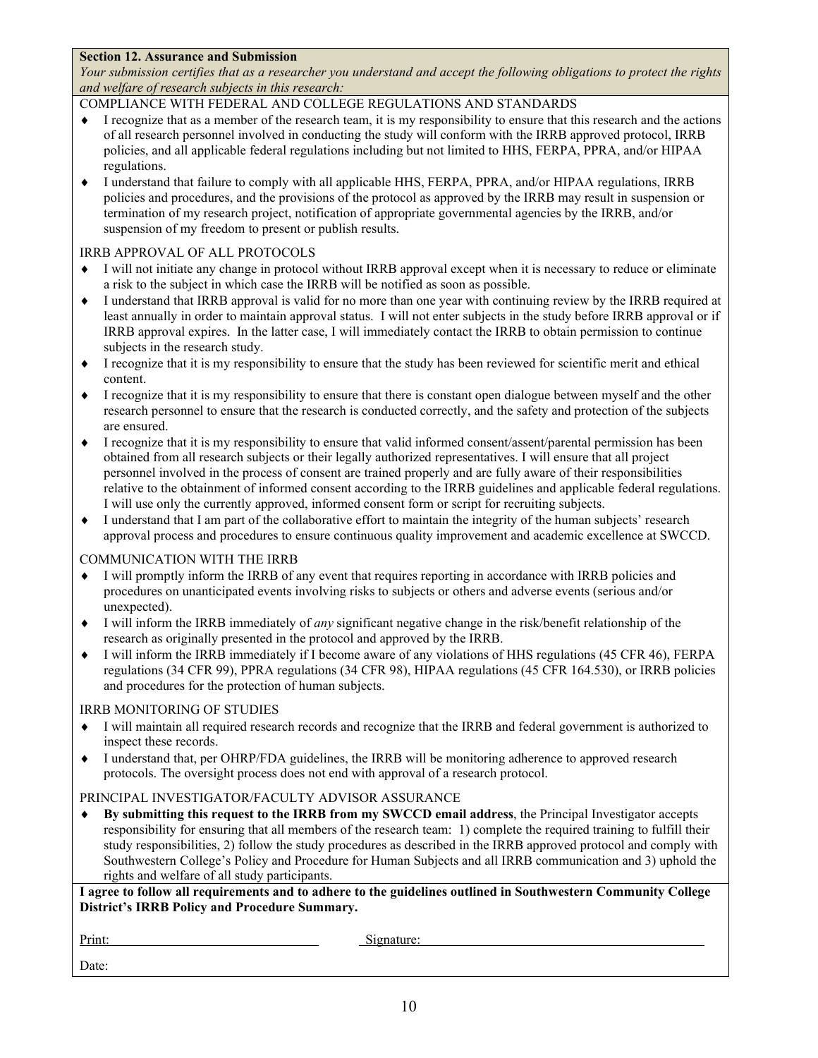**Section 12. Assurance and Submission**

*Your submission certifies that as a researcher you understand and accept the following obligations to protect the rights and welfare of research subjects in this research:*

COMPLIANCE WITH FEDERAL AND COLLEGE REGULATIONS AND STANDARDS

- I recognize that as a member of the research team, it is my responsibility to ensure that this research and the actions of all research personnel involved in conducting the study will conform with the IRRB approved protocol, IRRB policies, and all applicable federal regulations including but not limited to HHS, FERPA, PPRA, and/or HIPAA regulations.
- I understand that failure to comply with all applicable HHS, FERPA, PPRA, and/or HIPAA regulations, IRRB policies and procedures, and the provisions of the protocol as approved by the IRRB may result in suspension or termination of my research project, notification of appropriate governmental agencies by the IRRB, and/or suspension of my freedom to present or publish results.

IRRB APPROVAL OF ALL PROTOCOLS

- I will not initiate any change in protocol without IRRB approval except when it is necessary to reduce or eliminate a risk to the subject in which case the IRRB will be notified as soon as possible.
- I understand that IRRB approval is valid for no more than one year with continuing review by the IRRB required at least annually in order to maintain approval status. I will not enter subjects in the study before IRRB approval or if IRRB approval expires. In the latter case, I will immediately contact the IRRB to obtain permission to continue subjects in the research study.
- I recognize that it is my responsibility to ensure that the study has been reviewed for scientific merit and ethical content.
- I recognize that it is my responsibility to ensure that there is constant open dialogue between myself and the other research personnel to ensure that the research is conducted correctly, and the safety and protection of the subjects are ensured.
- I recognize that it is my responsibility to ensure that valid informed consent/assent/parental permission has been obtained from all research subjects or their legally authorized representatives. I will ensure that all project personnel involved in the process of consent are trained properly and are fully aware of their responsibilities relative to the obtainment of informed consent according to the IRRB guidelines and applicable federal regulations. I will use only the currently approved, informed consent form or script for recruiting subjects.
- I understand that I am part of the collaborative effort to maintain the integrity of the human subjects' research approval process and procedures to ensure continuous quality improvement and academic excellence at SWCCD.

COMMUNICATION WITH THE IRRB

- I will promptly inform the IRRB of any event that requires reporting in accordance with IRRB policies and procedures on unanticipated events involving risks to subjects or others and adverse events (serious and/or unexpected).
- I will inform the IRRB immediately of *any* significant negative change in the risk/benefit relationship of the research as originally presented in the protocol and approved by the IRRB.
- I will inform the IRRB immediately if I become aware of any violations of HHS regulations (45 CFR 46), FERPA regulations (34 CFR 99), PPRA regulations (34 CFR 98), HIPAA regulations (45 CFR 164.530), or IRRB policies and procedures for the protection of human subjects.

IRRB MONITORING OF STUDIES

- I will maintain all required research records and recognize that the IRRB and federal government is authorized to inspect these records.
- I understand that, per OHRP/FDA guidelines, the IRRB will be monitoring adherence to approved research protocols. The oversight process does not end with approval of a research protocol.

PRINCIPAL INVESTIGATOR/FACULTY ADVISOR ASSURANCE

- **By submitting this request to the IRRB from my SWCCD email address**, the Principal Investigator accepts responsibility for ensuring that all members of the research team: 1) complete the required training to fulfill their study responsibilities, 2) follow the study procedures as described in the IRRB approved protocol and comply with Southwestern College's Policy and Procedure for Human Subjects and all IRRB communication and 3) uphold the rights and welfare of all study participants.

**I agree to follow all requirements and to adhere to the guidelines outlined in Southwestern Community College District's IRRB Policy and Procedure Summary.**

Print: ______________________________ Signature: ____________________________________________

Date: